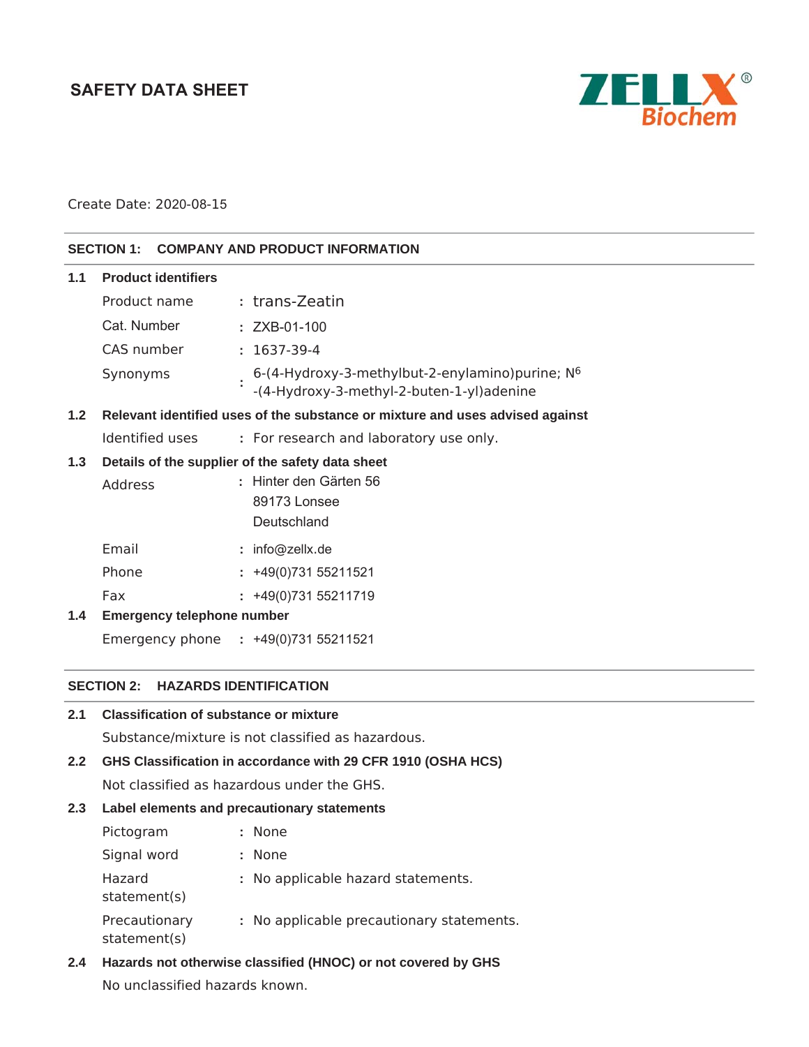# SAFETY DATA SHEET

ZELLX® Biochem

Create Date: 2020-08-15

## SECTION 1: COMPANY AND PRODUCT INFORMATION

### 1.1 Product identifiers

| | | |
|---|---|---|
| Product name | : | trans-Zeatin |
| Cat. Number | : | ZXB-01-100 |
| CAS number | : | 1637-39-4 |
| Synonyms | : | 6-(4-Hydroxy-3-methylbut-2-enylamino)purine; N[6] -(4-Hydroxy-3-methyl-2-buten-1-yl)adenine |

### 1.2 Relevant identified uses of the substance or mixture and uses advised against

| | | |
|---|---|---|
| Identified uses | : | For research and laboratory use only. |

### 1.3 Details of the supplier of the safety data sheet

| | | |
|---|---|---|
| Address | : | Hinter den Gärten 56<br>89173 Lonsee<br>Deutschland |
| Email | : | info@zellx.de |
| Phone | : | +49(0)731 55211521 |
| Fax | : | +49(0)731 55211719 |

### 1.4 Emergency telephone number

| | | |
|---|---|---|
| Emergency phone | : | +49(0)731 55211521 |

## SECTION 2: HAZARDS IDENTIFICATION

### 2.1 Classification of substance or mixture

Substance/mixture is not classified as hazardous.

### 2.2 GHS Classification in accordance with 29 CFR 1910 (OSHA HCS)

Not classified as hazardous under the GHS.

### 2.3 Label elements and precautionary statements

| | | |
|---|---|---|
| Pictogram | : | None |
| Signal word | : | None |
| Hazard statement(s) | : | No applicable hazard statements. |
| Precautionary statement(s) | : | No applicable precautionary statements. |

### 2.4 Hazards not otherwise classified (HNOC) or not covered by GHS

No unclassified hazards known.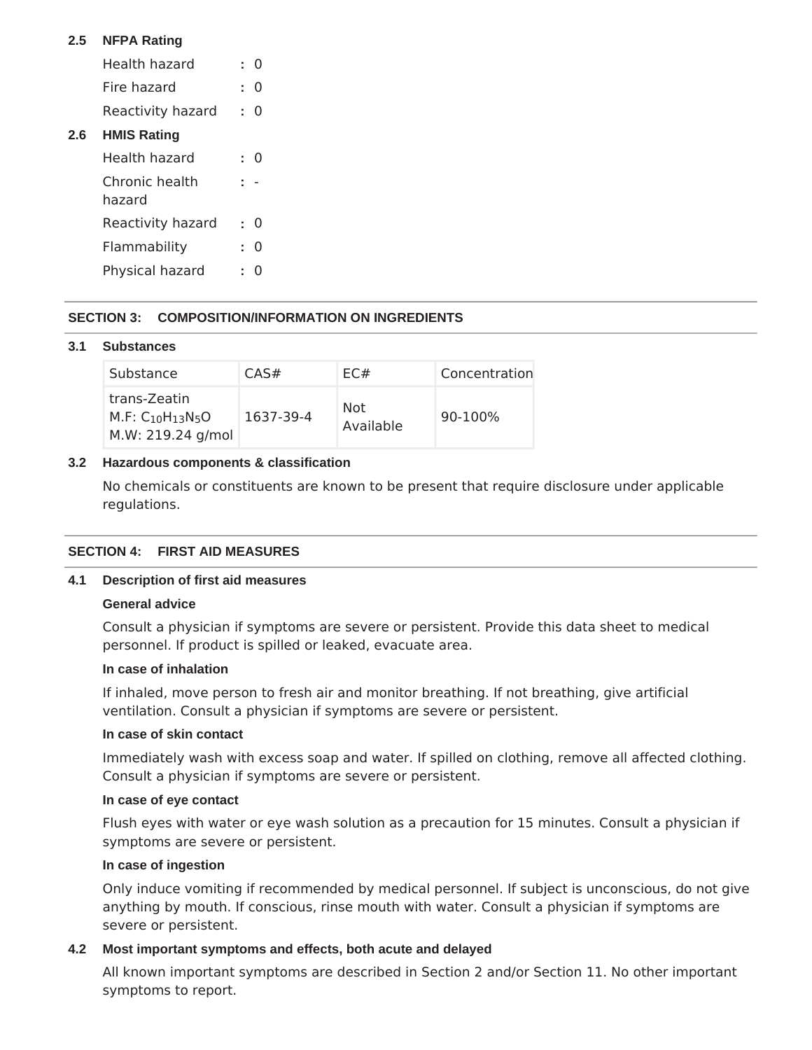**2.5 NFPA Rating**

Health hazard : 0

Fire hazard : 0

Reactivity hazard : 0

**2.6 HMIS Rating**

Health hazard : 0

Chronic health hazard : -

Reactivity hazard : 0

Flammability : 0

Physical hazard : 0

## SECTION 3: COMPOSITION/INFORMATION ON INGREDIENTS

### 3.1 Substances

| Substance | CAS# | EC# | Concentration |
|---|---|---|---|
| trans-Zeatin M.F: $C_{10}H_{13}N_5O$ M.W: 219.24 g/mol | 1637-39-4 | Not Available | 90-100% |

### 3.2 Hazardous components & classification

No chemicals or constituents are known to be present that require disclosure under applicable regulations.

## SECTION 4: FIRST AID MEASURES

### 4.1 Description of first aid measures

**General advice**

Consult a physician if symptoms are severe or persistent. Provide this data sheet to medical personnel. If product is spilled or leaked, evacuate area.

**In case of inhalation**

If inhaled, move person to fresh air and monitor breathing. If not breathing, give artificial ventilation. Consult a physician if symptoms are severe or persistent.

**In case of skin contact**

Immediately wash with excess soap and water. If spilled on clothing, remove all affected clothing. Consult a physician if symptoms are severe or persistent.

**In case of eye contact**

Flush eyes with water or eye wash solution as a precaution for 15 minutes. Consult a physician if symptoms are severe or persistent.

**In case of ingestion**

Only induce vomiting if recommended by medical personnel. If subject is unconscious, do not give anything by mouth. If conscious, rinse mouth with water. Consult a physician if symptoms are severe or persistent.

### 4.2 Most important symptoms and effects, both acute and delayed

All known important symptoms are described in Section 2 and/or Section 11. No other important symptoms to report.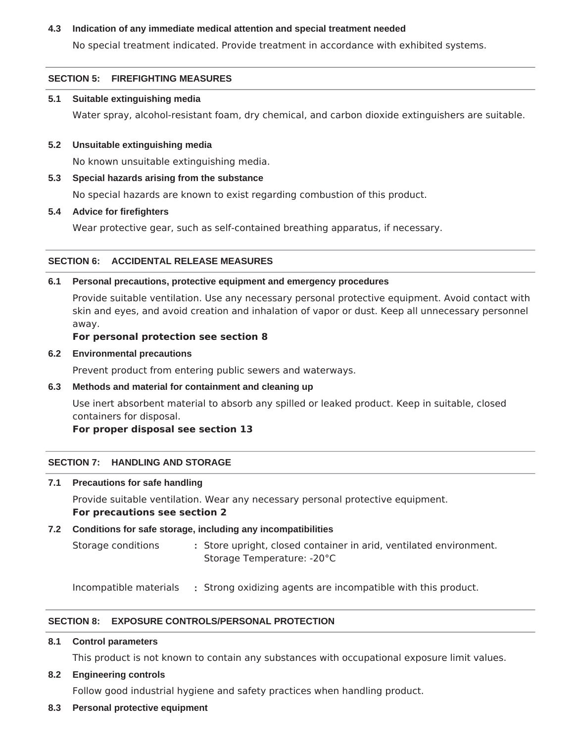### 4.3 Indication of any immediate medical attention and special treatment needed

No special treatment indicated. Provide treatment in accordance with exhibited systems.

## SECTION 5: FIREFIGHTING MEASURES

### 5.1 Suitable extinguishing media

Water spray, alcohol-resistant foam, dry chemical, and carbon dioxide extinguishers are suitable.

### 5.2 Unsuitable extinguishing media

No known unsuitable extinguishing media.

### 5.3 Special hazards arising from the substance

No special hazards are known to exist regarding combustion of this product.

### 5.4 Advice for firefighters

Wear protective gear, such as self-contained breathing apparatus, if necessary.

## SECTION 6: ACCIDENTAL RELEASE MEASURES

### 6.1 Personal precautions, protective equipment and emergency procedures

Provide suitable ventilation. Use any necessary personal protective equipment. Avoid contact with skin and eyes, and avoid creation and inhalation of vapor or dust. Keep all unnecessary personnel away.

**For personal protection see section 8**

### 6.2 Environmental precautions

Prevent product from entering public sewers and waterways.

### 6.3 Methods and material for containment and cleaning up

Use inert absorbent material to absorb any spilled or leaked product. Keep in suitable, closed containers for disposal.

**For proper disposal see section 13**

## SECTION 7: HANDLING AND STORAGE

### 7.1 Precautions for safe handling

Provide suitable ventilation. Wear any necessary personal protective equipment.

**For precautions see section 2**

### 7.2 Conditions for safe storage, including any incompatibilities

Storage conditions : Store upright, closed container in arid, ventilated environment. Storage Temperature: -20°C

Incompatible materials : Strong oxidizing agents are incompatible with this product.

## SECTION 8: EXPOSURE CONTROLS/PERSONAL PROTECTION

### 8.1 Control parameters

This product is not known to contain any substances with occupational exposure limit values.

### 8.2 Engineering controls

Follow good industrial hygiene and safety practices when handling product.

### 8.3 Personal protective equipment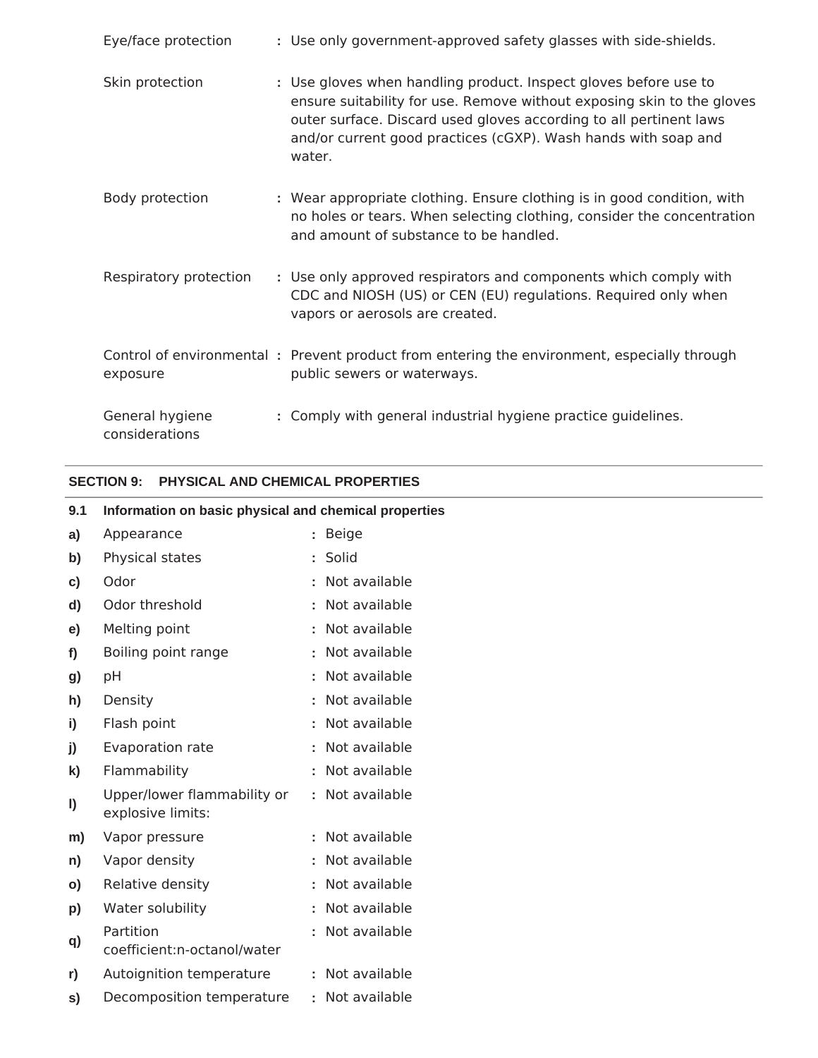| | | |
|---|---|---|
| Eye/face protection | : | Use only government-approved safety glasses with side-shields. |
| Skin protection | : | Use gloves when handling product. Inspect gloves before use to ensure suitability for use. Remove without exposing skin to the gloves outer surface. Discard used gloves according to all pertinent laws and/or current good practices (cGXP). Wash hands with soap and water. |
| Body protection | : | Wear appropriate clothing. Ensure clothing is in good condition, with no holes or tears. When selecting clothing, consider the concentration and amount of substance to be handled. |
| Respiratory protection | : | Use only approved respirators and components which comply with CDC and NIOSH (US) or CEN (EU) regulations. Required only when vapors or aerosols are created. |
| Control of environmental exposure | : | Prevent product from entering the environment, especially through public sewers or waterways. |
| General hygiene considerations | : | Comply with general industrial hygiene practice guidelines. |

## SECTION 9: PHYSICAL AND CHEMICAL PROPERTIES

### 9.1 Information on basic physical and chemical properties

| | | | |
|---|---|---|---|
| **a)** | Appearance | : | Beige |
| **b)** | Physical states | : | Solid |
| **c)** | Odor | : | Not available |
| **d)** | Odor threshold | : | Not available |
| **e)** | Melting point | : | Not available |
| **f)** | Boiling point range | : | Not available |
| **g)** | pH | : | Not available |
| **h)** | Density | : | Not available |
| **i)** | Flash point | : | Not available |
| **j)** | Evaporation rate | : | Not available |
| **k)** | Flammability | : | Not available |
| **l)** | Upper/lower flammability or explosive limits: | : | Not available |
| **m)** | Vapor pressure | : | Not available |
| **n)** | Vapor density | : | Not available |
| **o)** | Relative density | : | Not available |
| **p)** | Water solubility | : | Not available |
| **q)** | Partition coefficient:n-octanol/water | : | Not available |
| **r)** | Autoignition temperature | : | Not available |
| **s)** | Decomposition temperature | : | Not available |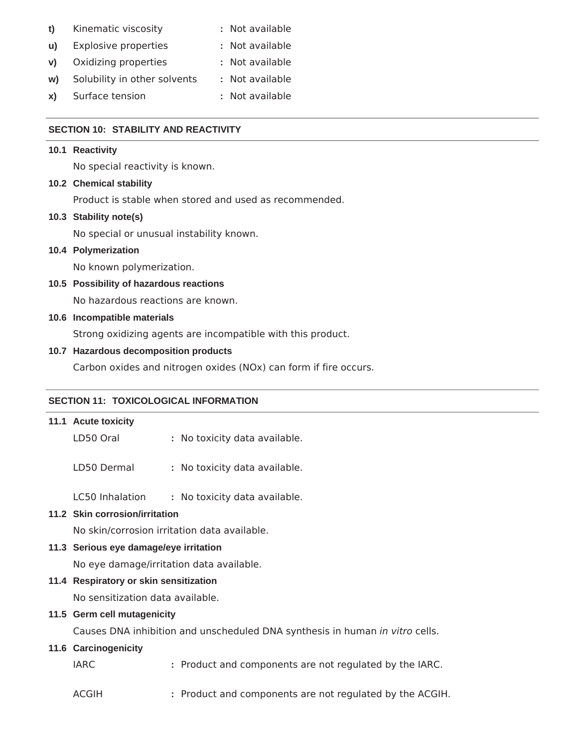- **t)** Kinematic viscosity : Not available
- **u)** Explosive properties : Not available
- **v)** Oxidizing properties : Not available
- **w)** Solubility in other solvents : Not available
- **x)** Surface tension : Not available

## SECTION 10: STABILITY AND REACTIVITY

**10.1 Reactivity**

No special reactivity is known.

**10.2 Chemical stability**

Product is stable when stored and used as recommended.

**10.3 Stability note(s)**

No special or unusual instability known.

**10.4 Polymerization**

No known polymerization.

**10.5 Possibility of hazardous reactions**

No hazardous reactions are known.

**10.6 Incompatible materials**

Strong oxidizing agents are incompatible with this product.

**10.7 Hazardous decomposition products**

Carbon oxides and nitrogen oxides (NOx) can form if fire occurs.

## SECTION 11: TOXICOLOGICAL INFORMATION

**11.1 Acute toxicity**

LD50 Oral : No toxicity data available.

LD50 Dermal : No toxicity data available.

LC50 Inhalation : No toxicity data available.

**11.2 Skin corrosion/irritation**

No skin/corrosion irritation data available.

**11.3 Serious eye damage/eye irritation**

No eye damage/irritation data available.

**11.4 Respiratory or skin sensitization**

No sensitization data available.

**11.5 Germ cell mutagenicity**

Causes DNA inhibition and unscheduled DNA synthesis in human *in vitro* cells.

**11.6 Carcinogenicity**

IARC : Product and components are not regulated by the IARC.

ACGIH : Product and components are not regulated by the ACGIH.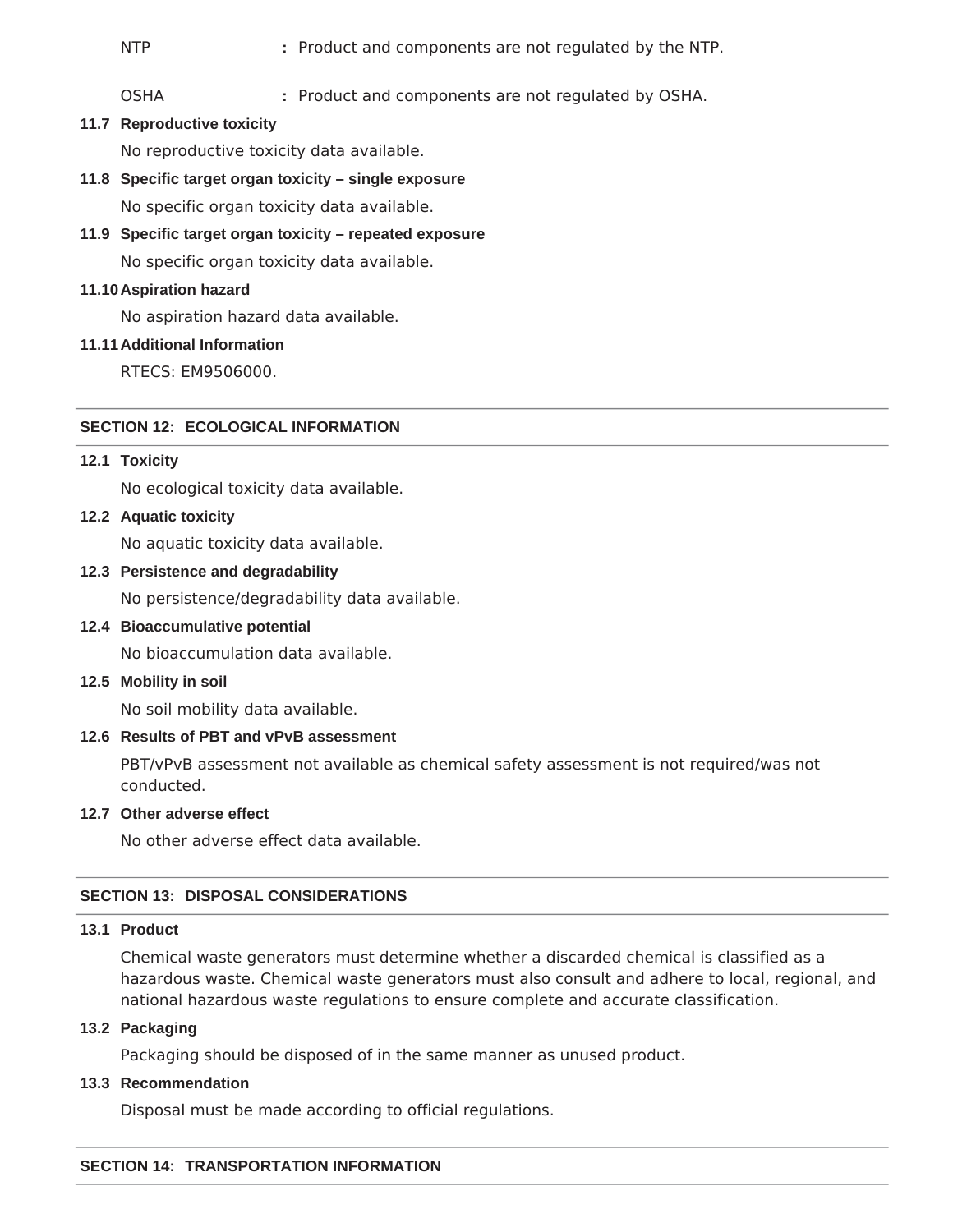NTP : Product and components are not regulated by the NTP.

OSHA : Product and components are not regulated by OSHA.

**11.7 Reproductive toxicity**

No reproductive toxicity data available.

**11.8 Specific target organ toxicity – single exposure**

No specific organ toxicity data available.

**11.9 Specific target organ toxicity – repeated exposure**

No specific organ toxicity data available.

**11.10 Aspiration hazard**

No aspiration hazard data available.

**11.11 Additional Information**

RTECS: EM9506000.

## SECTION 12: ECOLOGICAL INFORMATION

**12.1 Toxicity**

No ecological toxicity data available.

**12.2 Aquatic toxicity**

No aquatic toxicity data available.

**12.3 Persistence and degradability**

No persistence/degradability data available.

**12.4 Bioaccumulative potential**

No bioaccumulation data available.

**12.5 Mobility in soil**

No soil mobility data available.

**12.6 Results of PBT and vPvB assessment**

PBT/vPvB assessment not available as chemical safety assessment is not required/was not conducted.

**12.7 Other adverse effect**

No other adverse effect data available.

## SECTION 13: DISPOSAL CONSIDERATIONS

**13.1 Product**

Chemical waste generators must determine whether a discarded chemical is classified as a hazardous waste. Chemical waste generators must also consult and adhere to local, regional, and national hazardous waste regulations to ensure complete and accurate classification.

**13.2 Packaging**

Packaging should be disposed of in the same manner as unused product.

**13.3 Recommendation**

Disposal must be made according to official regulations.

## SECTION 14: TRANSPORTATION INFORMATION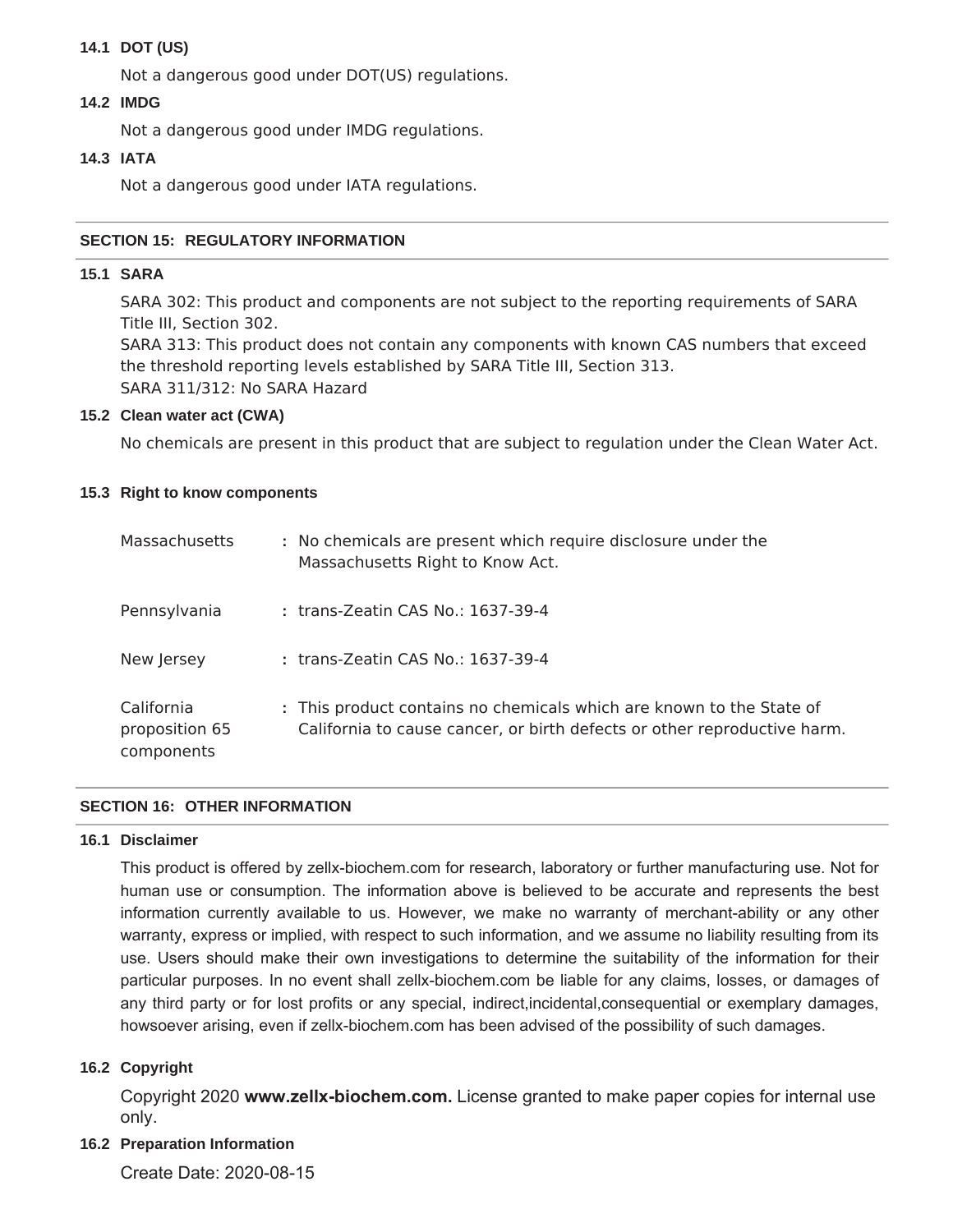**14.1 DOT (US)**

Not a dangerous good under DOT(US) regulations.

**14.2 IMDG**

Not a dangerous good under IMDG regulations.

**14.3 IATA**

Not a dangerous good under IATA regulations.

## SECTION 15: REGULATORY INFORMATION

**15.1 SARA**

SARA 302: This product and components are not subject to the reporting requirements of SARA Title III, Section 302.
SARA 313: This product does not contain any components with known CAS numbers that exceed the threshold reporting levels established by SARA Title III, Section 313.
SARA 311/312: No SARA Hazard

**15.2 Clean water act (CWA)**

No chemicals are present in this product that are subject to regulation under the Clean Water Act.

**15.3 Right to know components**

| | |
|---|---|
| Massachusetts | : No chemicals are present which require disclosure under the Massachusetts Right to Know Act. |
| Pennsylvania | : trans-Zeatin CAS No.: 1637-39-4 |
| New Jersey | : trans-Zeatin CAS No.: 1637-39-4 |
| California proposition 65 components | : This product contains no chemicals which are known to the State of California to cause cancer, or birth defects or other reproductive harm. |

## SECTION 16: OTHER INFORMATION

**16.1 Disclaimer**

This product is offered by zellx-biochem.com for research, laboratory or further manufacturing use. Not for human use or consumption. The information above is believed to be accurate and represents the best information currently available to us. However, we make no warranty of merchant-ability or any other warranty, express or implied, with respect to such information, and we assume no liability resulting from its use. Users should make their own investigations to determine the suitability of the information for their particular purposes. In no event shall zellx-biochem.com be liable for any claims, losses, or damages of any third party or for lost profits or any special, indirect,incidental,consequential or exemplary damages, howsoever arising, even if zellx-biochem.com has been advised of the possibility of such damages.

**16.2 Copyright**

Copyright 2020 **www.zellx-biochem.com.** License granted to make paper copies for internal use only.

**16.2 Preparation Information**

Create Date: 2020-08-15